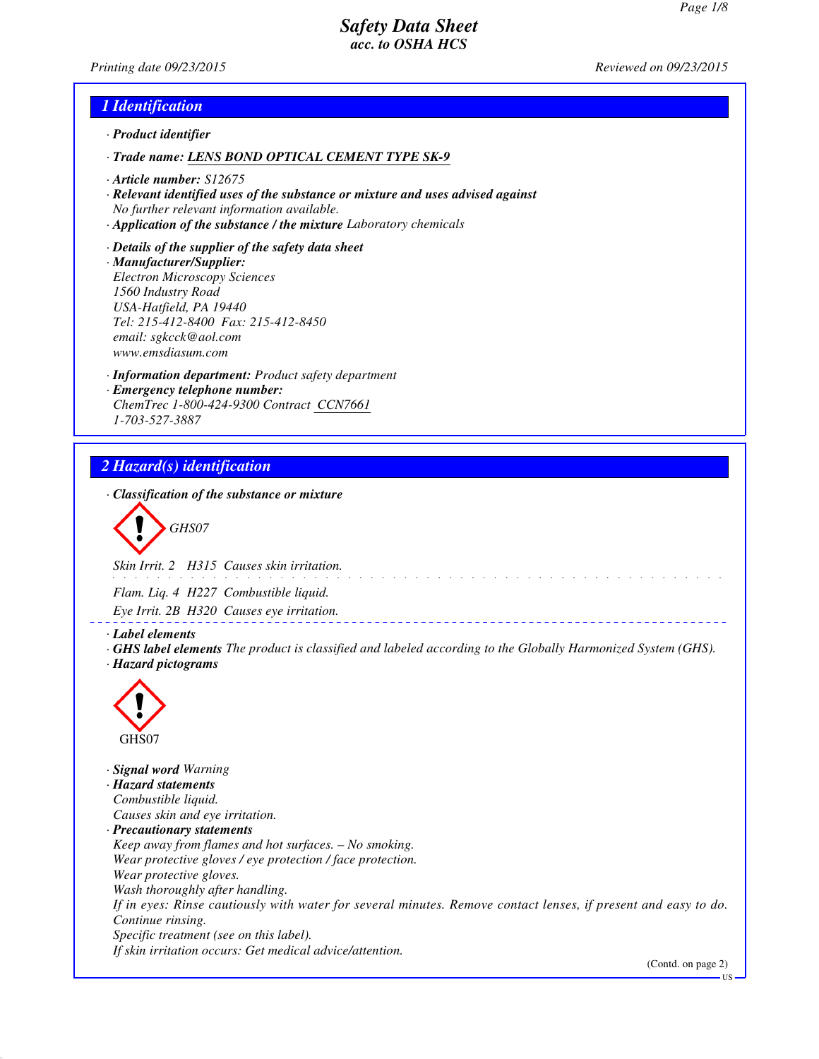# Safety Data Sheet
## acc. to OSHA HCS

Printing date 09/23/2015 Reviewed on 09/23/2015

## 1 Identification

- **Product identifier**
- **Trade name:** LENS BOND OPTICAL CEMENT TYPE SK-9
- **Article number:** S12675
- **Relevant identified uses of the substance or mixture and uses advised against**
  No further relevant information available.
- **Application of the substance / the mixture** Laboratory chemicals
- **Details of the supplier of the safety data sheet**
- **Manufacturer/Supplier:**
  Electron Microscopy Sciences
  1560 Industry Road
  USA-Hatfield, PA 19440
  Tel: 215-412-8400 Fax: 215-412-8450
  email: sgkcck@aol.com
  www.emsdiasum.com
- **Information department:** Product safety department
- **Emergency telephone number:**
  ChemTrec 1-800-424-9300 Contract CCN7661
  1-703-527-3887

## 2 Hazard(s) identification

- **Classification of the substance or mixture**

GHS07

Skin Irrit. 2 H315 Causes skin irritation.

Flam. Liq. 4 H227 Combustible liquid.

Eye Irrit. 2B H320 Causes eye irritation.

- **Label elements**
- **GHS label elements** The product is classified and labeled according to the Globally Harmonized System (GHS).
- **Hazard pictograms**

GHS07

- **Signal word** Warning
- **Hazard statements**
  Combustible liquid.
  Causes skin and eye irritation.
- **Precautionary statements**
  Keep away from flames and hot surfaces. – No smoking.
  Wear protective gloves / eye protection / face protection.
  Wear protective gloves.
  Wash thoroughly after handling.
  If in eyes: Rinse cautiously with water for several minutes. Remove contact lenses, if present and easy to do. Continue rinsing.
  Specific treatment (see on this label).
  If skin irritation occurs: Get medical advice/attention.

(Contd. on page 2)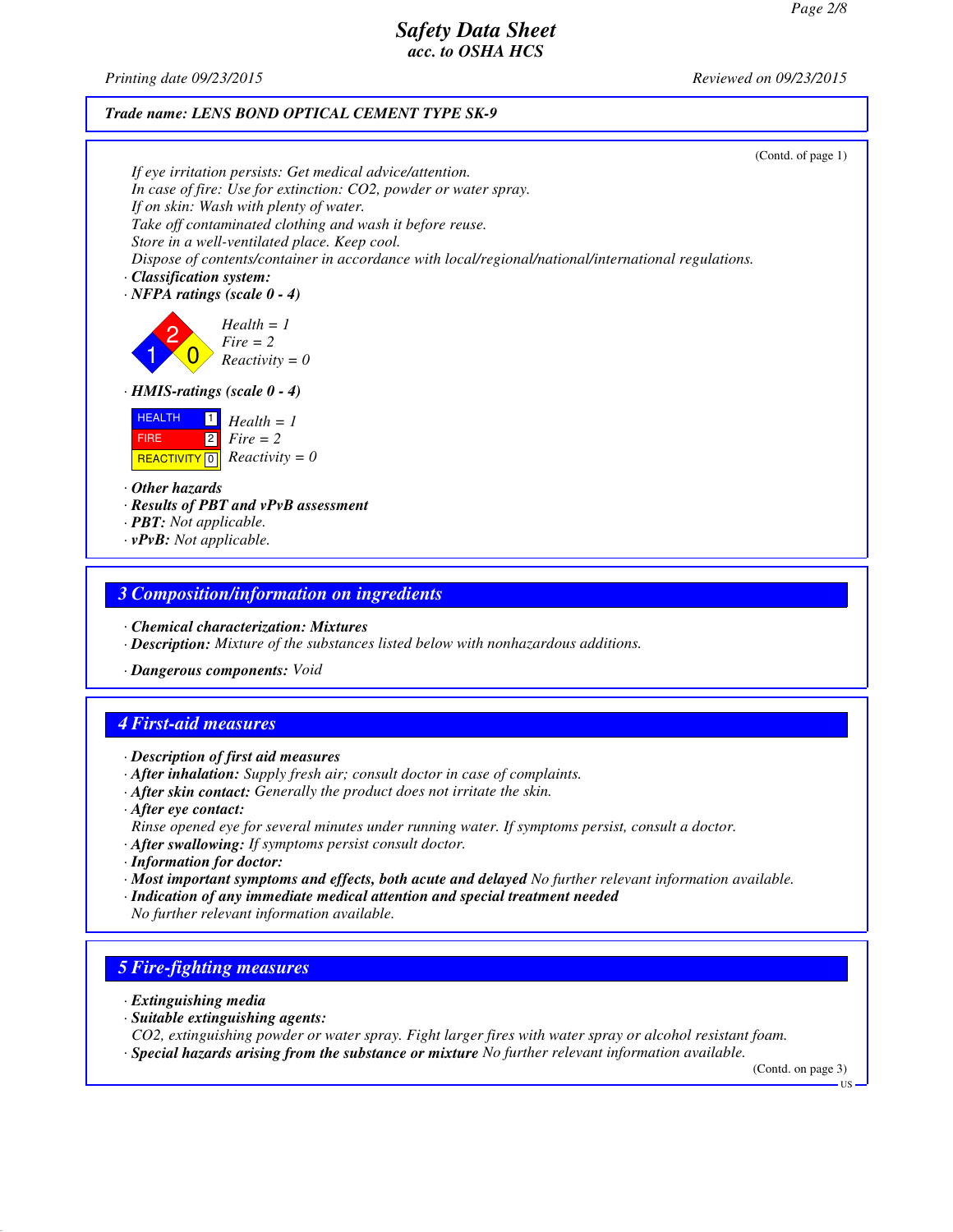# Safety Data Sheet
acc. to OSHA HCS

Printing date 09/23/2015 Reviewed on 09/23/2015

**Trade name: LENS BOND OPTICAL CEMENT TYPE SK-9**

(Contd. of page 1)

*If eye irritation persists: Get medical advice/attention.*
*In case of fire: Use for extinction: $CO_2$, powder or water spray.*
*If on skin: Wash with plenty of water.*
*Take off contaminated clothing and wash it before reuse.*
*Store in a well-ventilated place. Keep cool.*
*Dispose of contents/container in accordance with local/regional/national/international regulations.*

· **Classification system:**
· **NFPA ratings (scale 0 - 4)**

Health = 1
Fire = 2
Reactivity = 0

· **HMIS-ratings (scale 0 - 4)**

| | | |
|---|---|---|
| HEALTH | 1 | Health = 1 |
| FIRE | 2 | Fire = 2 |
| REACTIVITY | 0 | Reactivity = 0 |

· **Other hazards**
· **Results of PBT and vPvB assessment**
· **PBT:** Not applicable.
· **vPvB:** Not applicable.

## 3 Composition/information on ingredients

· **Chemical characterization: Mixtures**
· **Description:** Mixture of the substances listed below with nonhazardous additions.

· **Dangerous components:** Void

## 4 First-aid measures

· **Description of first aid measures**
· **After inhalation:** Supply fresh air; consult doctor in case of complaints.
· **After skin contact:** Generally the product does not irritate the skin.
· **After eye contact:**
Rinse opened eye for several minutes under running water. If symptoms persist, consult a doctor.
· **After swallowing:** If symptoms persist consult doctor.
· **Information for doctor:**
· **Most important symptoms and effects, both acute and delayed** No further relevant information available.
· **Indication of any immediate medical attention and special treatment needed**
No further relevant information available.

## 5 Fire-fighting measures

· **Extinguishing media**
· **Suitable extinguishing agents:**
$CO_2$, extinguishing powder or water spray. Fight larger fires with water spray or alcohol resistant foam.
· **Special hazards arising from the substance or mixture** No further relevant information available.

(Contd. on page 3)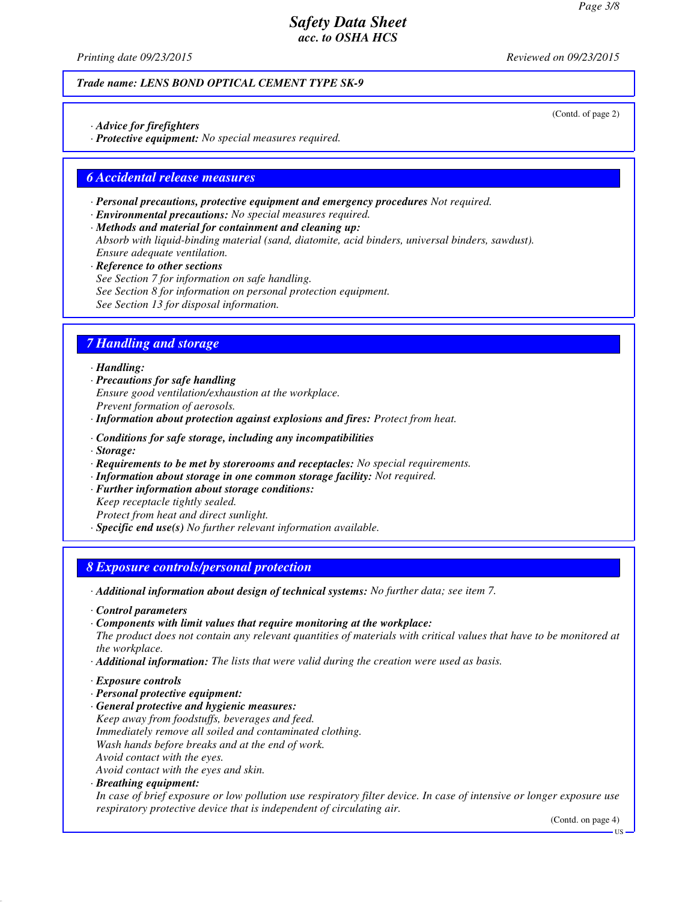(Contd. of page 2)

· **Advice for firefighters**
· **Protective equipment:** No special measures required.

## 6 Accidental release measures

· **Personal precautions, protective equipment and emergency procedures** Not required.
· **Environmental precautions:** No special measures required.
· **Methods and material for containment and cleaning up:**
Absorb with liquid-binding material (sand, diatomite, acid binders, universal binders, sawdust).
Ensure adequate ventilation.
· **Reference to other sections**
See Section 7 for information on safe handling.
See Section 8 for information on personal protection equipment.
See Section 13 for disposal information.

## 7 Handling and storage

· **Handling:**
· **Precautions for safe handling**
Ensure good ventilation/exhaustion at the workplace.
Prevent formation of aerosols.
· **Information about protection against explosions and fires:** Protect from heat.

· **Conditions for safe storage, including any incompatibilities**
· **Storage:**
· **Requirements to be met by storerooms and receptacles:** No special requirements.
· **Information about storage in one common storage facility:** Not required.
· **Further information about storage conditions:**
Keep receptacle tightly sealed.
Protect from heat and direct sunlight.
· **Specific end use(s)** No further relevant information available.

## 8 Exposure controls/personal protection

· **Additional information about design of technical systems:** No further data; see item 7.

· **Control parameters**
· **Components with limit values that require monitoring at the workplace:**
The product does not contain any relevant quantities of materials with critical values that have to be monitored at the workplace.
· **Additional information:** The lists that were valid during the creation were used as basis.

· **Exposure controls**
· **Personal protective equipment:**
· **General protective and hygienic measures:**
Keep away from foodstuffs, beverages and feed.
Immediately remove all soiled and contaminated clothing.
Wash hands before breaks and at the end of work.
Avoid contact with the eyes.
Avoid contact with the eyes and skin.
· **Breathing equipment:**
In case of brief exposure or low pollution use respiratory filter device. In case of intensive or longer exposure use respiratory protective device that is independent of circulating air.

(Contd. on page 4)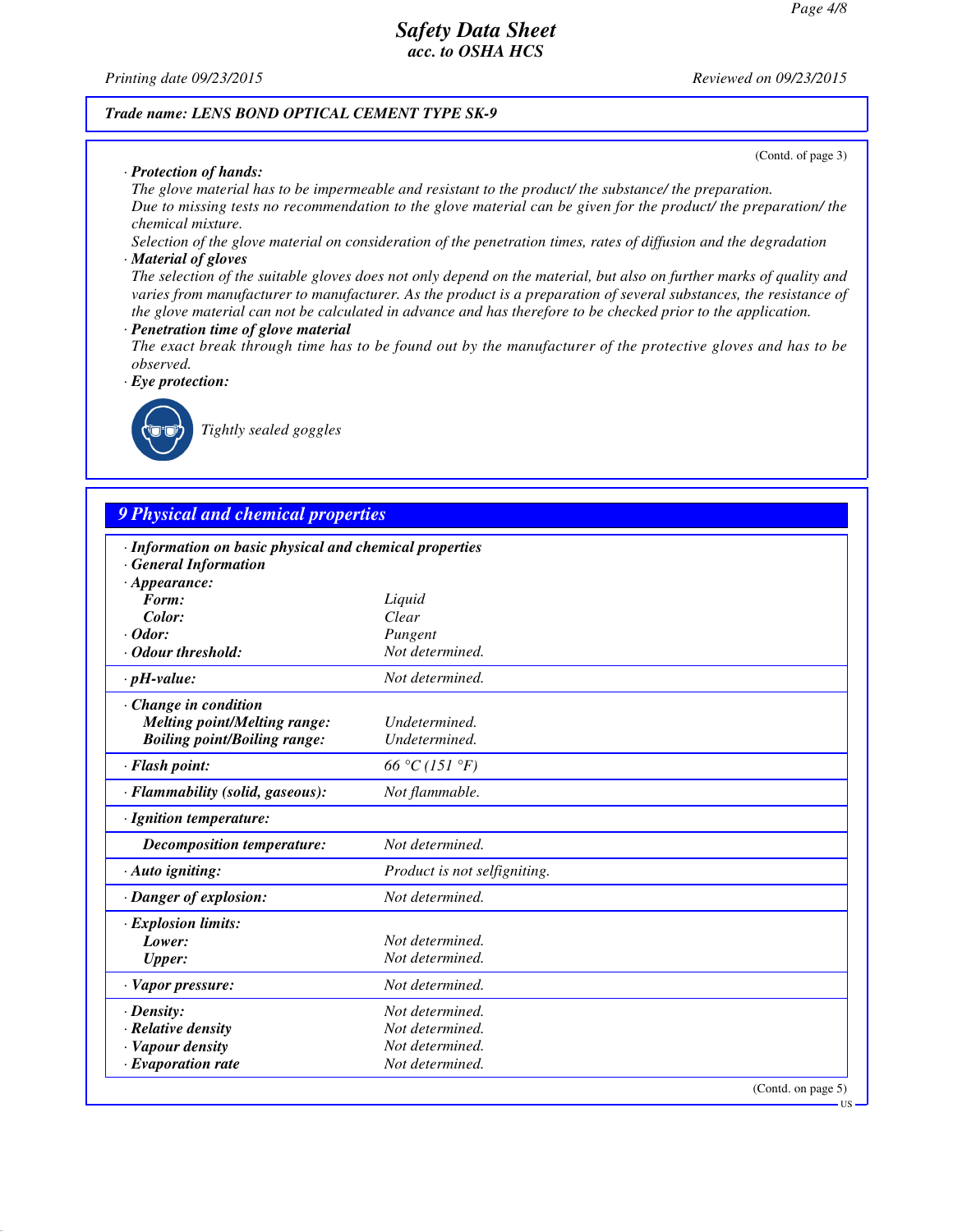**Trade name: LENS BOND OPTICAL CEMENT TYPE SK-9**

(Contd. of page 3)

· **Protection of hands:**
The glove material has to be impermeable and resistant to the product/ the substance/ the preparation.
Due to missing tests no recommendation to the glove material can be given for the product/ the preparation/ the chemical mixture.
Selection of the glove material on consideration of the penetration times, rates of diffusion and the degradation

· **Material of gloves**
The selection of the suitable gloves does not only depend on the material, but also on further marks of quality and varies from manufacturer to manufacturer. As the product is a preparation of several substances, the resistance of the glove material can not be calculated in advance and has therefore to be checked prior to the application.

· **Penetration time of glove material**
The exact break through time has to be found out by the manufacturer of the protective gloves and has to be observed.

· **Eye protection:**

Tightly sealed goggles

## 9 Physical and chemical properties

| | |
|---|---|
| · **Information on basic physical and chemical properties** | |
| · **General Information** | |
| · **Appearance:** | |
| **Form:** | Liquid |
| **Color:** | Clear |
| · **Odor:** | Pungent |
| · **Odour threshold:** | Not determined. |
| · **pH-value:** | Not determined. |
| · **Change in condition** | |
| **Melting point/Melting range:** | Undetermined. |
| **Boiling point/Boiling range:** | Undetermined. |
| · **Flash point:** | 66 °C (151 °F) |
| · **Flammability (solid, gaseous):** | Not flammable. |
| · **Ignition temperature:** | |
| **Decomposition temperature:** | Not determined. |
| · **Auto igniting:** | Product is not selfigniting. |
| · **Danger of explosion:** | Not determined. |
| · **Explosion limits:** | |
| **Lower:** | Not determined. |
| **Upper:** | Not determined. |
| · **Vapor pressure:** | Not determined. |
| · **Density:** | Not determined. |
| · **Relative density** | Not determined. |
| · **Vapour density** | Not determined. |
| · **Evaporation rate** | Not determined. |

(Contd. on page 5)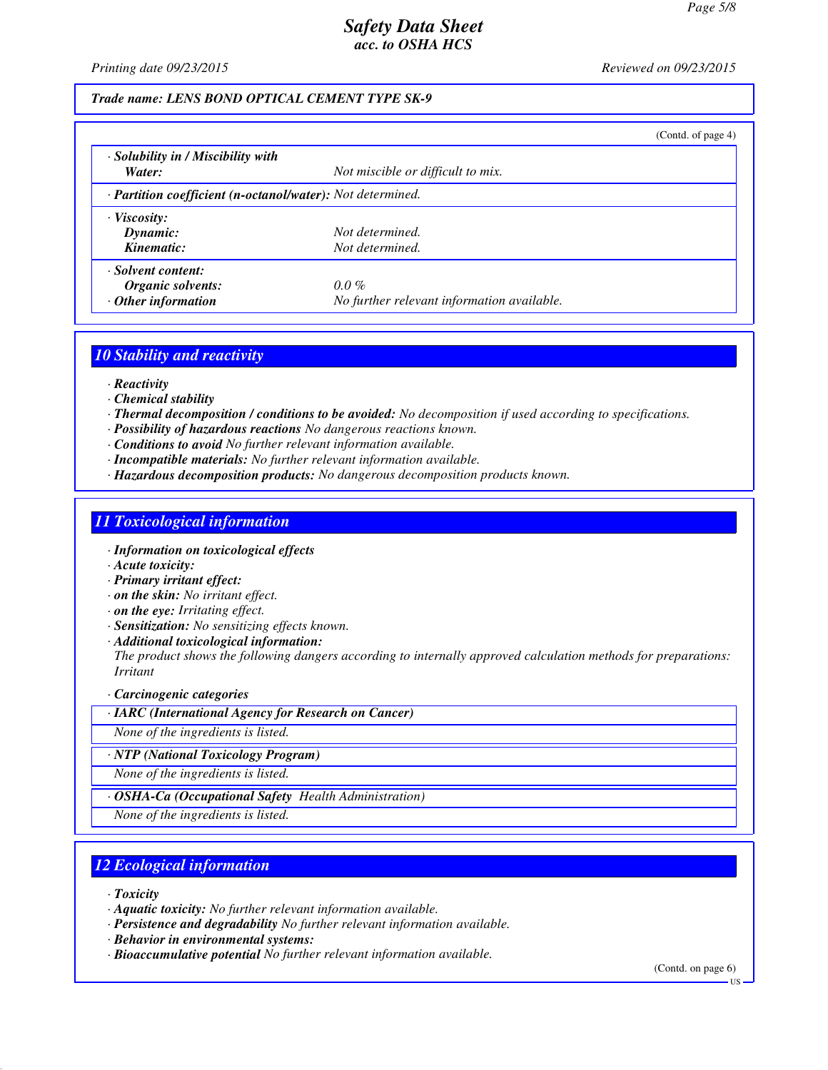Trade name: LENS BOND OPTICAL CEMENT TYPE SK-9

(Contd. of page 4)

| | |
|---|---|
| · **Solubility in / Miscibility with** | |
| **Water:** | Not miscible or difficult to mix. |
| · **Partition coefficient (n-octanol/water):** | Not determined. |
| · **Viscosity:** | |
| **Dynamic:** | Not determined. |
| **Kinematic:** | Not determined. |
| · **Solvent content:** | |
| **Organic solvents:** | 0.0 % |
| · **Other information** | No further relevant information available. |

## 10 Stability and reactivity

- · **Reactivity**
- · **Chemical stability**
- · **Thermal decomposition / conditions to be avoided:** No decomposition if used according to specifications.
- · **Possibility of hazardous reactions** No dangerous reactions known.
- · **Conditions to avoid** No further relevant information available.
- · **Incompatible materials:** No further relevant information available.
- · **Hazardous decomposition products:** No dangerous decomposition products known.

## 11 Toxicological information

- · **Information on toxicological effects**
- · **Acute toxicity:**
- · **Primary irritant effect:**
- · **on the skin:** No irritant effect.
- · **on the eye:** Irritating effect.
- · **Sensitization:** No sensitizing effects known.
- · **Additional toxicological information:**
  The product shows the following dangers according to internally approved calculation methods for preparations: Irritant

· **Carcinogenic categories**

| · IARC (International Agency for Research on Cancer) |
|---|
| None of the ingredients is listed. |

| · NTP (National Toxicology Program) |
|---|
| None of the ingredients is listed. |

| · OSHA-Ca (Occupational Safety Health Administration) |
|---|
| None of the ingredients is listed. |

## 12 Ecological information

- · **Toxicity**
- · **Aquatic toxicity:** No further relevant information available.
- · **Persistence and degradability** No further relevant information available.
- · **Behavior in environmental systems:**
- · **Bioaccumulative potential** No further relevant information available.

(Contd. on page 6)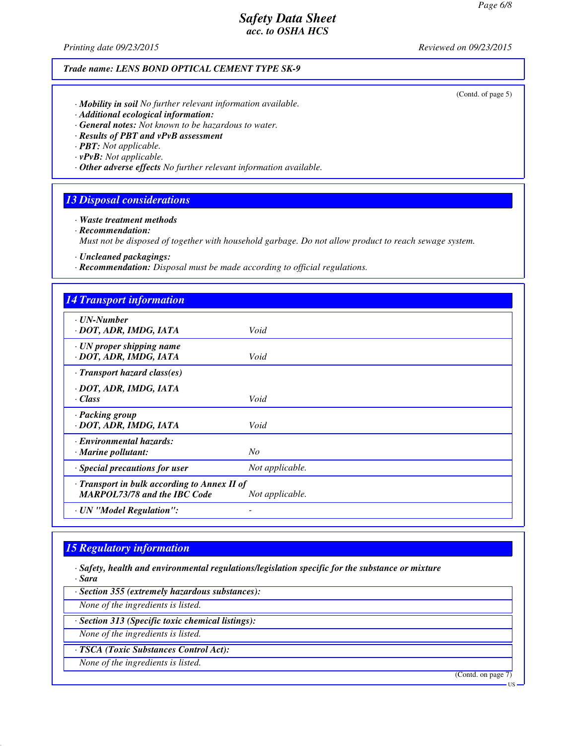**Trade name: LENS BOND OPTICAL CEMENT TYPE SK-9**

(Contd. of page 5)

· ***Mobility in soil*** *No further relevant information available.*
· ***Additional ecological information:***
· ***General notes:*** *Not known to be hazardous to water.*
· ***Results of PBT and vPvB assessment***
· ***PBT:*** *Not applicable.*
· ***vPvB:*** *Not applicable.*
· ***Other adverse effects*** *No further relevant information available.*

## 13 Disposal considerations

· ***Waste treatment methods***
· ***Recommendation:***
*Must not be disposed of together with household garbage. Do not allow product to reach sewage system.*

· ***Uncleaned packagings:***
· ***Recommendation:*** *Disposal must be made according to official regulations.*

## 14 Transport information

| | |
|---|---|
| · ***UN-Number*** · ***DOT, ADR, IMDG, IATA*** | *Void* |
| · ***UN proper shipping name*** · ***DOT, ADR, IMDG, IATA*** | *Void* |
| · ***Transport hazard class(es)*** · ***DOT, ADR, IMDG, IATA*** · ***Class*** | *Void* |
| · ***Packing group*** · ***DOT, ADR, IMDG, IATA*** | *Void* |
| · ***Environmental hazards:*** · ***Marine pollutant:*** | *No* |
| · ***Special precautions for user*** | *Not applicable.* |
| · ***Transport in bulk according to Annex II of MARPOL73/78 and the IBC Code*** | *Not applicable.* |
| · ***UN "Model Regulation":*** | - |

## 15 Regulatory information

· ***Safety, health and environmental regulations/legislation specific for the substance or mixture***
· ***Sara***

· ***Section 355 (extremely hazardous substances):***
*None of the ingredients is listed.*

· ***Section 313 (Specific toxic chemical listings):***
*None of the ingredients is listed.*

· ***TSCA (Toxic Substances Control Act):***
*None of the ingredients is listed.*

(Contd. on page 7)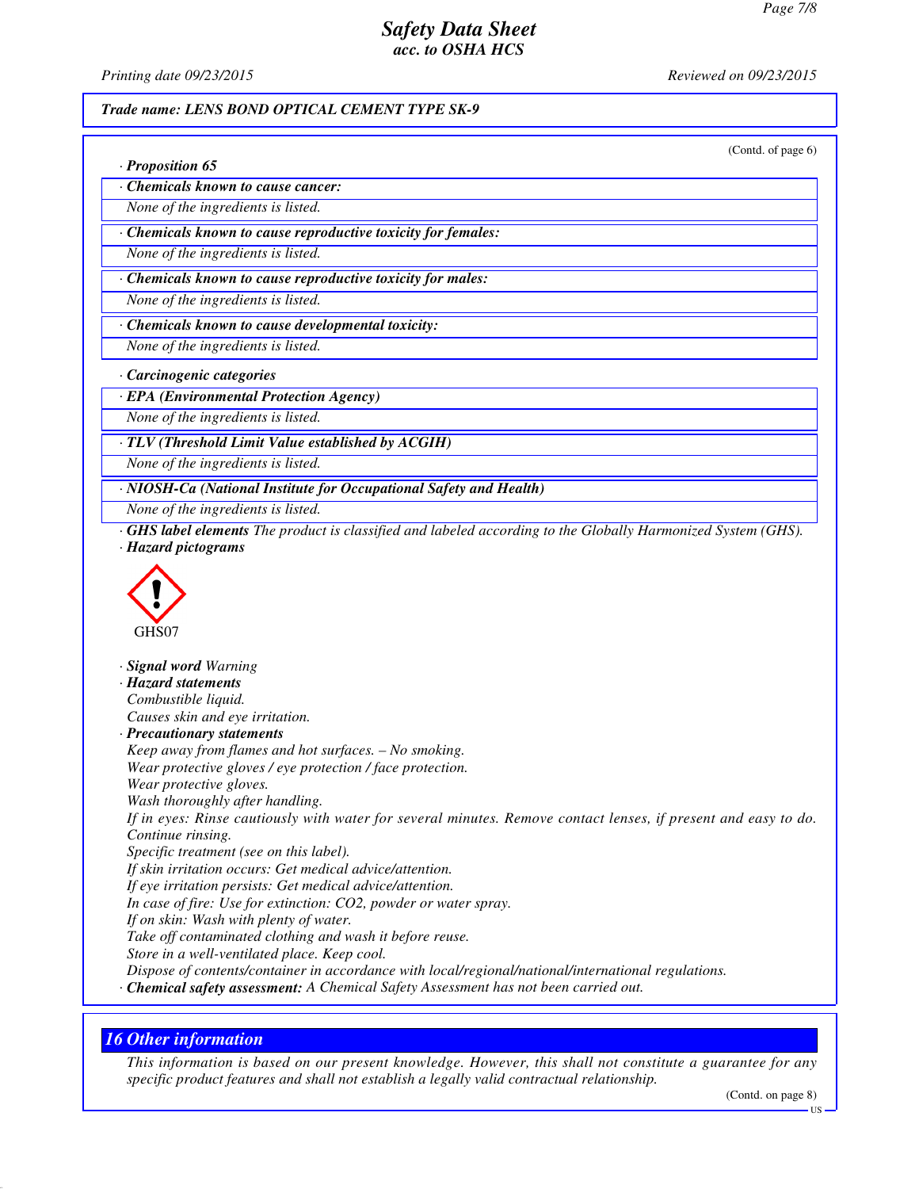**Trade name: LENS BOND OPTICAL CEMENT TYPE SK-9**

(Contd. of page 6)

· **Proposition 65**

· **Chemicals known to cause cancer:**

None of the ingredients is listed.

· **Chemicals known to cause reproductive toxicity for females:**

None of the ingredients is listed.

· **Chemicals known to cause reproductive toxicity for males:**

None of the ingredients is listed.

· **Chemicals known to cause developmental toxicity:**

None of the ingredients is listed.

· **Carcinogenic categories**

· **EPA (Environmental Protection Agency)**

None of the ingredients is listed.

· **TLV (Threshold Limit Value established by ACGIH)**

None of the ingredients is listed.

· **NIOSH-Ca (National Institute for Occupational Safety and Health)**

None of the ingredients is listed.

· **GHS label elements** The product is classified and labeled according to the Globally Harmonized System (GHS).

· **Hazard pictograms**

GHS07

· **Signal word** Warning

· **Hazard statements**

Combustible liquid.
Causes skin and eye irritation.

· **Precautionary statements**

Keep away from flames and hot surfaces. – No smoking.
Wear protective gloves / eye protection / face protection.
Wear protective gloves.
Wash thoroughly after handling.
If in eyes: Rinse cautiously with water for several minutes. Remove contact lenses, if present and easy to do. Continue rinsing.
Specific treatment (see on this label).
If skin irritation occurs: Get medical advice/attention.
If eye irritation persists: Get medical advice/attention.
In case of fire: Use for extinction: $CO_2$, powder or water spray.
If on skin: Wash with plenty of water.
Take off contaminated clothing and wash it before reuse.
Store in a well-ventilated place. Keep cool.
Dispose of contents/container in accordance with local/regional/national/international regulations.

· **Chemical safety assessment:** A Chemical Safety Assessment has not been carried out.

## 16 Other information

This information is based on our present knowledge. However, this shall not constitute a guarantee for any specific product features and shall not establish a legally valid contractual relationship.

(Contd. on page 8)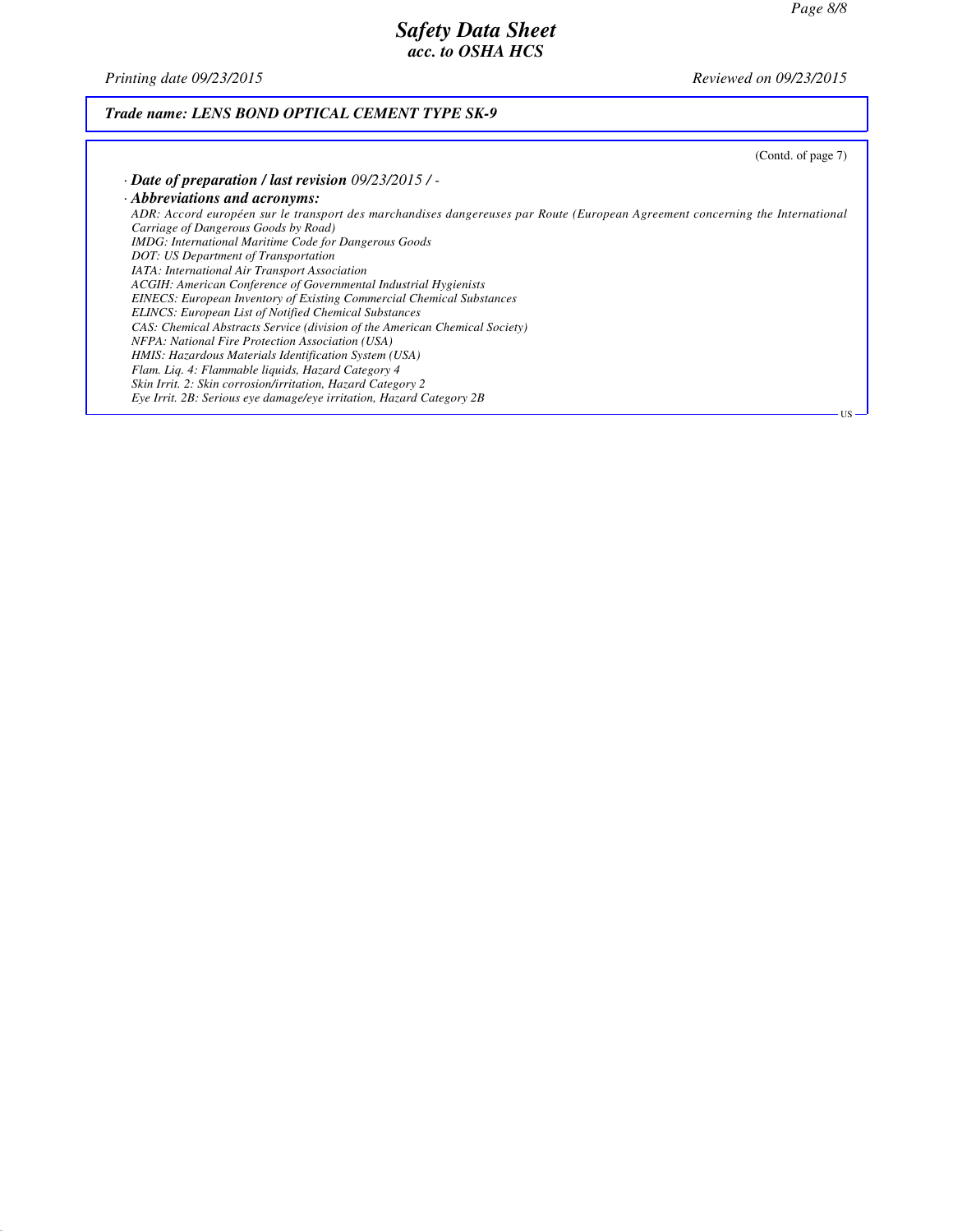## Safety Data Sheet
### acc. to OSHA HCS

Printing date 09/23/2015 Reviewed on 09/23/2015

**Trade name: LENS BOND OPTICAL CEMENT TYPE SK-9**

(Contd. of page 7)

· ***Date of preparation / last revision*** *09/23/2015 / -*

· ***Abbreviations and acronyms:***

*ADR: Accord européen sur le transport des marchandises dangereuses par Route (European Agreement concerning the International Carriage of Dangerous Goods by Road)*
*IMDG: International Maritime Code for Dangerous Goods*
*DOT: US Department of Transportation*
*IATA: International Air Transport Association*
*ACGIH: American Conference of Governmental Industrial Hygienists*
*EINECS: European Inventory of Existing Commercial Chemical Substances*
*ELINCS: European List of Notified Chemical Substances*
*CAS: Chemical Abstracts Service (division of the American Chemical Society)*
*NFPA: National Fire Protection Association (USA)*
*HMIS: Hazardous Materials Identification System (USA)*
*Flam. Liq. 4: Flammable liquids, Hazard Category 4*
*Skin Irrit. 2: Skin corrosion/irritation, Hazard Category 2*
*Eye Irrit. 2B: Serious eye damage/eye irritation, Hazard Category 2B*

US